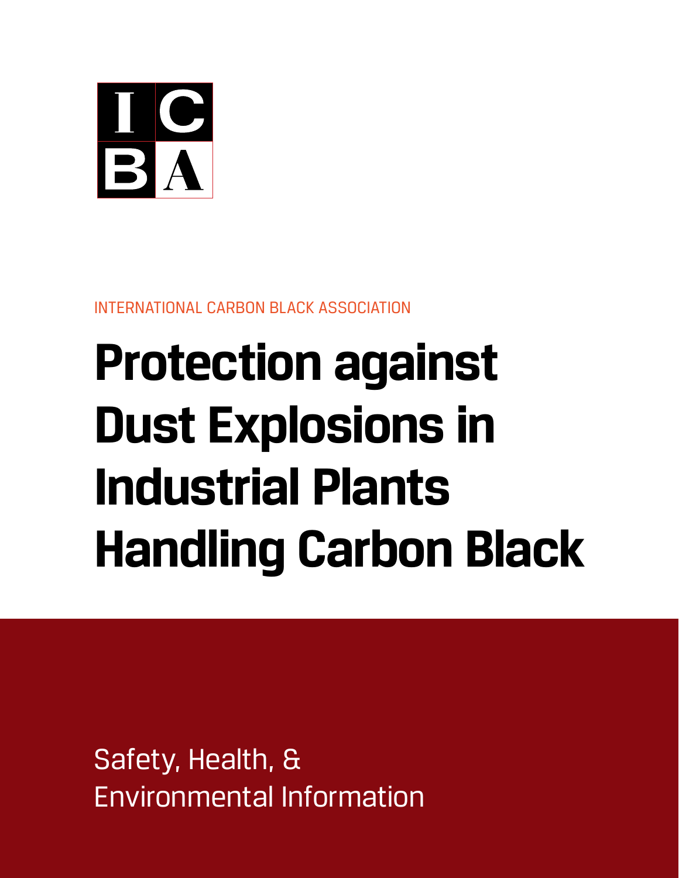I C
B A

INTERNATIONAL CARBON BLACK ASSOCIATION

# Protection against Dust Explosions in Industrial Plants Handling Carbon Black

Safety, Health, & Environmental Information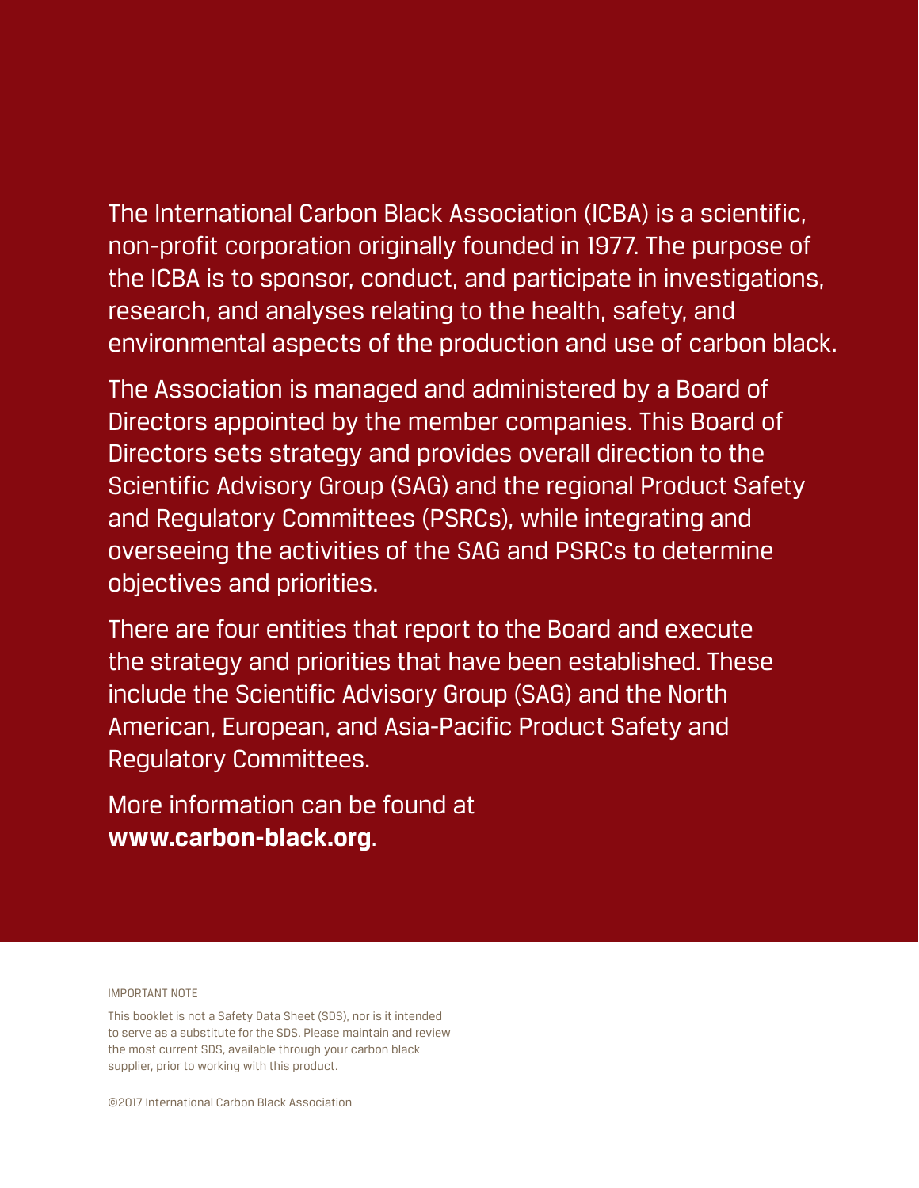The International Carbon Black Association (ICBA) is a scientific, non-profit corporation originally founded in 1977. The purpose of the ICBA is to sponsor, conduct, and participate in investigations, research, and analyses relating to the health, safety, and environmental aspects of the production and use of carbon black.

The Association is managed and administered by a Board of Directors appointed by the member companies. This Board of Directors sets strategy and provides overall direction to the Scientific Advisory Group (SAG) and the regional Product Safety and Regulatory Committees (PSRCs), while integrating and overseeing the activities of the SAG and PSRCs to determine objectives and priorities.

There are four entities that report to the Board and execute the strategy and priorities that have been established. These include the Scientific Advisory Group (SAG) and the North American, European, and Asia-Pacific Product Safety and Regulatory Committees.

More information can be found at **www.carbon-black.org**.

IMPORTANT NOTE

This booklet is not a Safety Data Sheet (SDS), nor is it intended to serve as a substitute for the SDS. Please maintain and review the most current SDS, available through your carbon black supplier, prior to working with this product.

©2017 International Carbon Black Association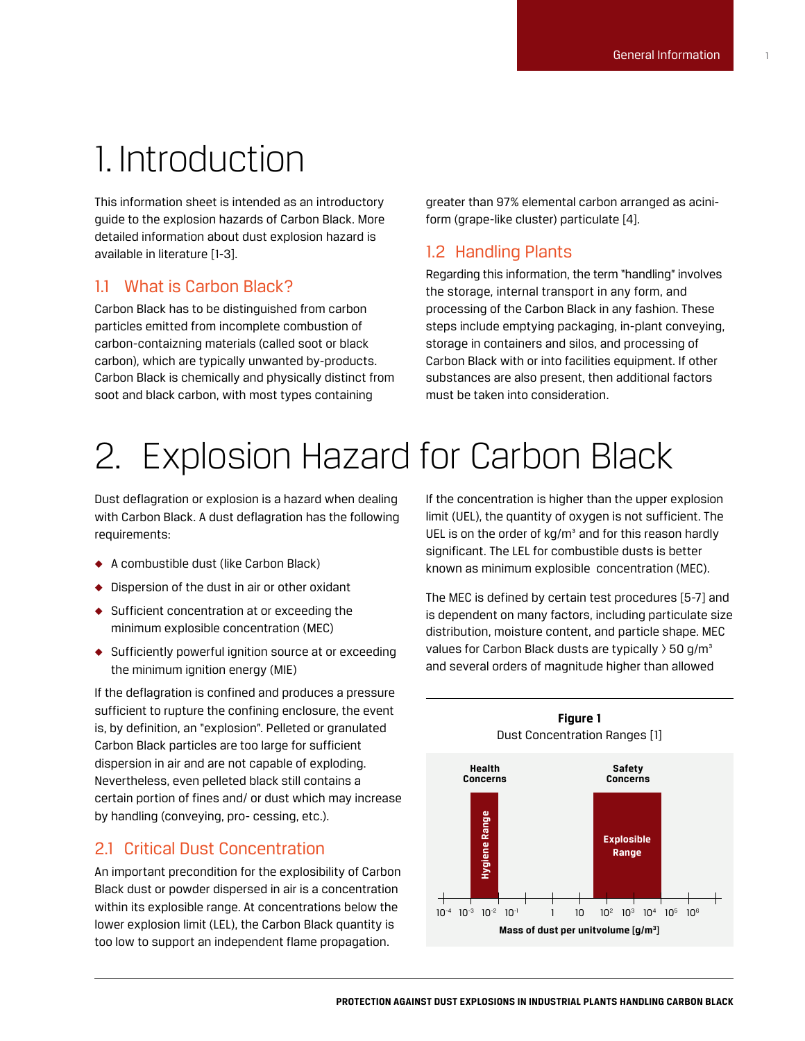# 1. Introduction

This information sheet is intended as an introductory guide to the explosion hazards of Carbon Black. More detailed information about dust explosion hazard is available in literature [1-3].

## 1.1 What is Carbon Black?

Carbon Black has to be distinguished from carbon particles emitted from incomplete combustion of carbon-contaizning materials (called soot or black carbon), which are typically unwanted by-products. Carbon Black is chemically and physically distinct from soot and black carbon, with most types containing greater than 97% elemental carbon arranged as acini-form (grape-like cluster) particulate [4].

## 1.2 Handling Plants

Regarding this information, the term "handling" involves the storage, internal transport in any form, and processing of the Carbon Black in any fashion. These steps include emptying packaging, in-plant conveying, storage in containers and silos, and processing of Carbon Black with or into facilities equipment. If other substances are also present, then additional factors must be taken into consideration.

# 2. Explosion Hazard for Carbon Black

Dust deflagration or explosion is a hazard when dealing with Carbon Black. A dust deflagration has the following requirements:

- A combustible dust (like Carbon Black)
- Dispersion of the dust in air or other oxidant
- Sufficient concentration at or exceeding the minimum explosive concentration (MEC)
- Sufficiently powerful ignition source at or exceeding the minimum ignition energy (MIE)

If the deflagration is confined and produces a pressure sufficient to rupture the confining enclosure, the event is, by definition, an "explosion". Pelleted or granulated Carbon Black particles are too large for sufficient dispersion in air and are not capable of exploding. Nevertheless, even pelleted black still contains a certain portion of fines and/ or dust which may increase by handling (conveying, pro- cessing, etc.).

## 2.1 Critical Dust Concentration

An important precondition for the explosibility of Carbon Black dust or powder dispersed in air is a concentration within its explosible range. At concentrations below the lower explosion limit (LEL), the Carbon Black quantity is too low to support an independent flame propagation. If the concentration is higher than the upper explosion limit (UEL), the quantity of oxygen is not sufficient. The UEL is on the order of kg/m³ and for this reason hardly significant. The LEL for combustible dusts is better known as minimum explosible concentration (MEC).

The MEC is defined by certain test procedures [5-7] and is dependent on many factors, including particulate size distribution, moisture content, and particle shape. MEC values for Carbon Black dusts are typically > 50 g/m³ and several orders of magnitude higher than allowed

**Figure 1**

Dust Concentration Ranges [1]

Health Concerns: Hygiene Range (approx. $10^{-3}$ to $10^{-2}$)

Safety Concerns: Explosible Range (approx. $10^{2}$ to $10^{4}$)

Axis: $10^{-4}$, $10^{-3}$, $10^{-2}$, $10^{-1}$, 1, 10, $10^{2}$, $10^{3}$, $10^{4}$, $10^{5}$, $10^{6}$

Mass of dust per unitvolume [g/m³]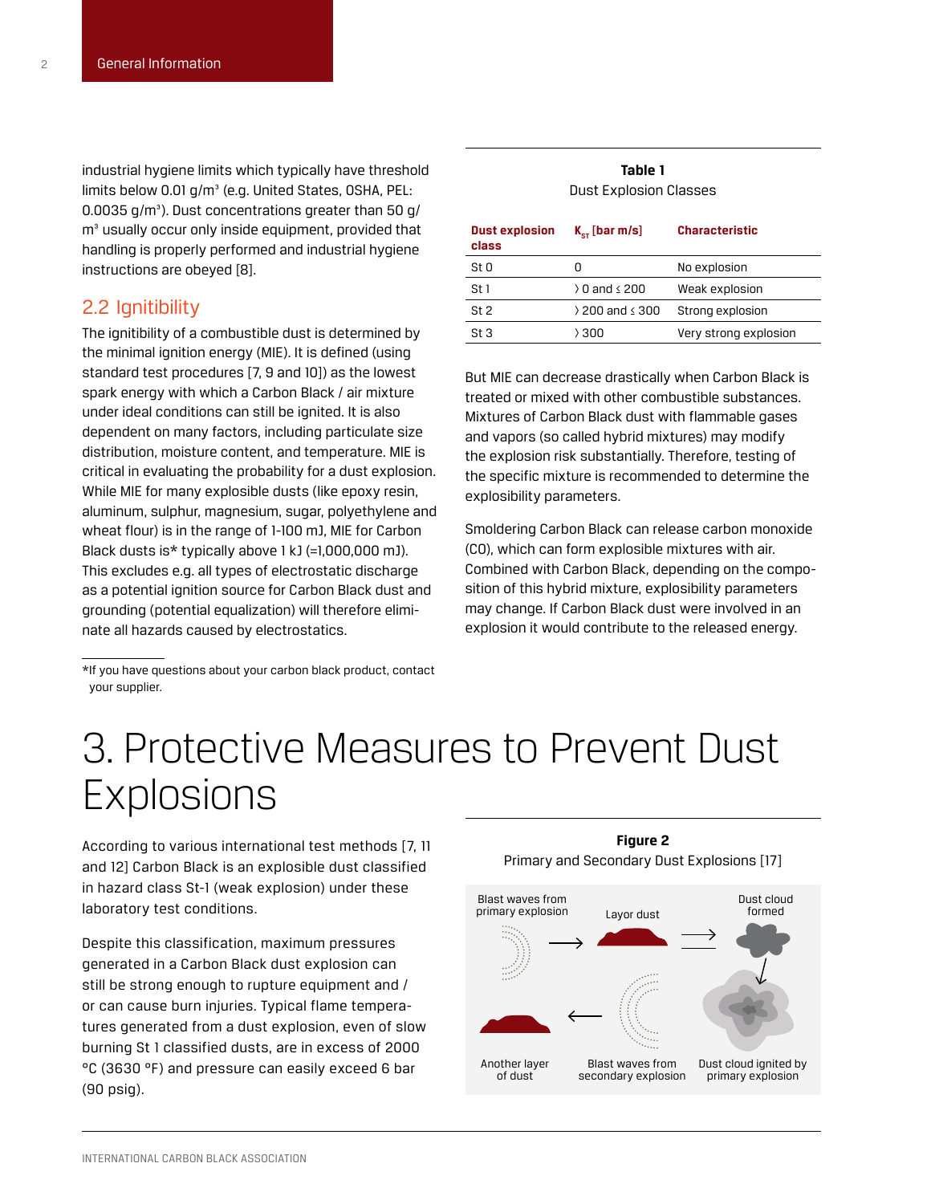industrial hygiene limits which typically have threshold limits below 0.01 g/m³ (e.g. United States, OSHA, PEL: 0.0035 g/m³). Dust concentrations greater than 50 g/m³ usually occur only inside equipment, provided that handling is properly performed and industrial hygiene instructions are obeyed [8].

## 2.2 Ignitibility

The ignitibility of a combustible dust is determined by the minimal ignition energy (MIE). It is defined (using standard test procedures [7, 9 and 10]) as the lowest spark energy with which a Carbon Black / air mixture under ideal conditions can still be ignited. It is also dependent on many factors, including particulate size distribution, moisture content, and temperature. MIE is critical in evaluating the probability for a dust explosion. While MIE for many explosible dusts (like epoxy resin, aluminum, sulphur, magnesium, sugar, polyethylene and wheat flour) is in the range of 1-100 mJ, MIE for Carbon Black dusts is* typically above 1 kJ (=1,000,000 mJ). This excludes e.g. all types of electrostatic discharge as a potential ignition source for Carbon Black dust and grounding (potential equalization) will therefore eliminate all hazards caused by electrostatics.

*If you have questions about your carbon black product, contact your supplier.

**Table 1**
Dust Explosion Classes

| Dust explosion class | $K_{ST}$ [bar m/s] | Characteristic |
|---|---|---|
| St 0 | 0 | No explosion |
| St 1 | > 0 and ≤ 200 | Weak explosion |
| St 2 | > 200 and ≤ 300 | Strong explosion |
| St 3 | > 300 | Very strong explosion |

But MIE can decrease drastically when Carbon Black is treated or mixed with other combustible substances. Mixtures of Carbon Black dust with flammable gases and vapors (so called hybrid mixtures) may modify the explosion risk substantially. Therefore, testing of the specific mixture is recommended to determine the explosibility parameters.

Smoldering Carbon Black can release carbon monoxide (CO), which can form explosible mixtures with air. Combined with Carbon Black, depending on the composition of this hybrid mixture, explosibility parameters may change. If Carbon Black dust were involved in an explosion it would contribute to the released energy.

# 3. Protective Measures to Prevent Dust Explosions

According to various international test methods [7, 11 and 12] Carbon Black is an explosible dust classified in hazard class St-1 (weak explosion) under these laboratory test conditions.

Despite this classification, maximum pressures generated in a Carbon Black dust explosion can still be strong enough to rupture equipment and / or can cause burn injuries. Typical flame temperatures generated from a dust explosion, even of slow burning St 1 classified dusts, are in excess of 2000 °C (3630 °F) and pressure can easily exceed 6 bar (90 psig).

**Figure 2**
Primary and Secondary Dust Explosions [17]

Blast waves from primary explosion — Layor dust — Dust cloud formed — Dust cloud ignited by primary explosion — Blast waves from secondary explosion — Another layer of dust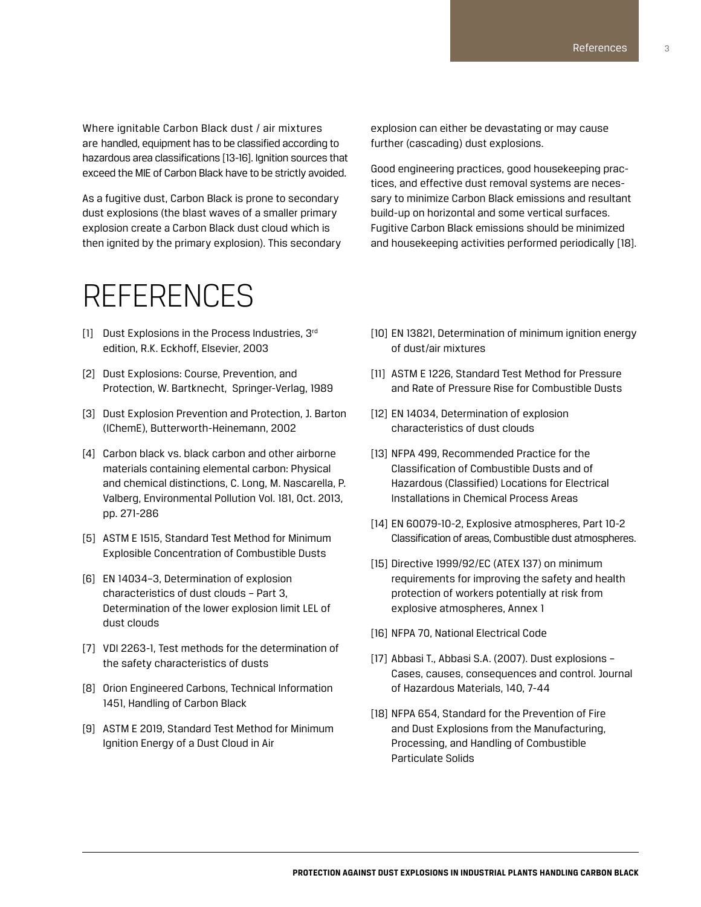Where ignitable Carbon Black dust / air mixtures are handled, equipment has to be classified according to hazardous area classifications [13-16]. Ignition sources that exceed the MIE of Carbon Black have to be strictly avoided.

As a fugitive dust, Carbon Black is prone to secondary dust explosions (the blast waves of a smaller primary explosion create a Carbon Black dust cloud which is then ignited by the primary explosion). This secondary explosion can either be devastating or may cause further (cascading) dust explosions.

Good engineering practices, good housekeeping practices, and effective dust removal systems are necessary to minimize Carbon Black emissions and resultant build-up on horizontal and some vertical surfaces. Fugitive Carbon Black emissions should be minimized and housekeeping activities performed periodically [18].

# REFERENCES

[1] Dust Explosions in the Process Industries, 3rd edition, R.K. Eckhoff, Elsevier, 2003

[2] Dust Explosions: Course, Prevention, and Protection, W. Bartknecht, Springer-Verlag, 1989

[3] Dust Explosion Prevention and Protection, J. Barton (IChemE), Butterworth-Heinemann, 2002

[4] Carbon black vs. black carbon and other airborne materials containing elemental carbon: Physical and chemical distinctions, C. Long, M. Nascarella, P. Valberg, Environmental Pollution Vol. 181, Oct. 2013, pp. 271-286

[5] ASTM E 1515, Standard Test Method for Minimum Explosible Concentration of Combustible Dusts

[6] EN 14034–3, Determination of explosion characteristics of dust clouds – Part 3, Determination of the lower explosion limit LEL of dust clouds

[7] VDI 2263-1, Test methods for the determination of the safety characteristics of dusts

[8] Orion Engineered Carbons, Technical Information 1451, Handling of Carbon Black

[9] ASTM E 2019, Standard Test Method for Minimum Ignition Energy of a Dust Cloud in Air

[10] EN 13821, Determination of minimum ignition energy of dust/air mixtures

[11] ASTM E 1226, Standard Test Method for Pressure and Rate of Pressure Rise for Combustible Dusts

[12] EN 14034, Determination of explosion characteristics of dust clouds

[13] NFPA 499, Recommended Practice for the Classification of Combustible Dusts and of Hazardous (Classified) Locations for Electrical Installations in Chemical Process Areas

[14] EN 60079-10-2, Explosive atmospheres, Part 10-2 Classification of areas, Combustible dust atmospheres.

[15] Directive 1999/92/EC (ATEX 137) on minimum requirements for improving the safety and health protection of workers potentially at risk from explosive atmospheres, Annex 1

[16] NFPA 70, National Electrical Code

[17] Abbasi T., Abbasi S.A. (2007). Dust explosions – Cases, causes, consequences and control. Journal of Hazardous Materials, 140, 7-44

[18] NFPA 654, Standard for the Prevention of Fire and Dust Explosions from the Manufacturing, Processing, and Handling of Combustible Particulate Solids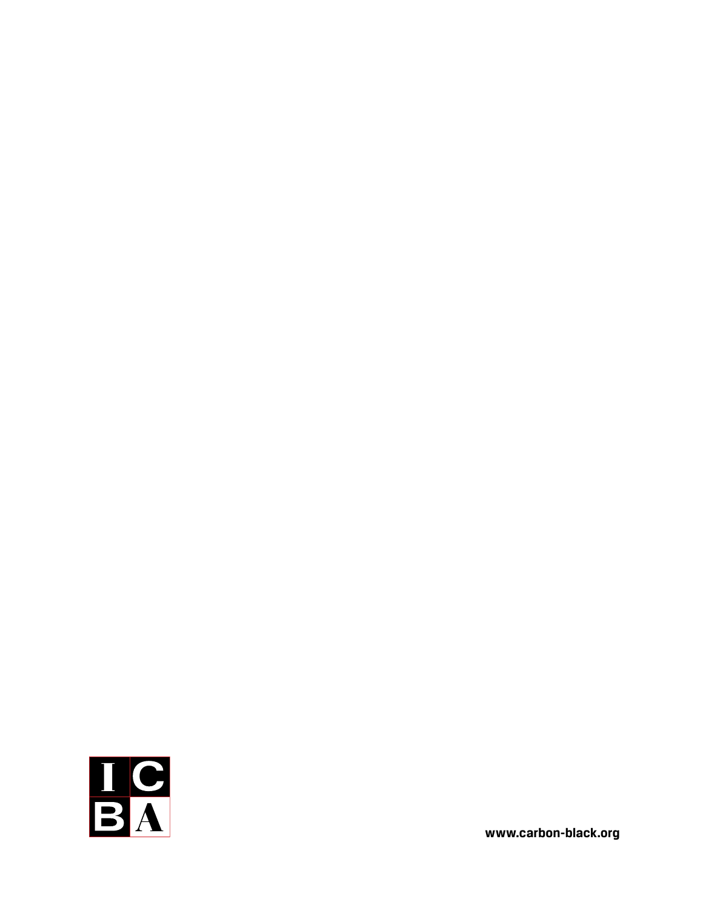I C
B A

www.carbon-black.org